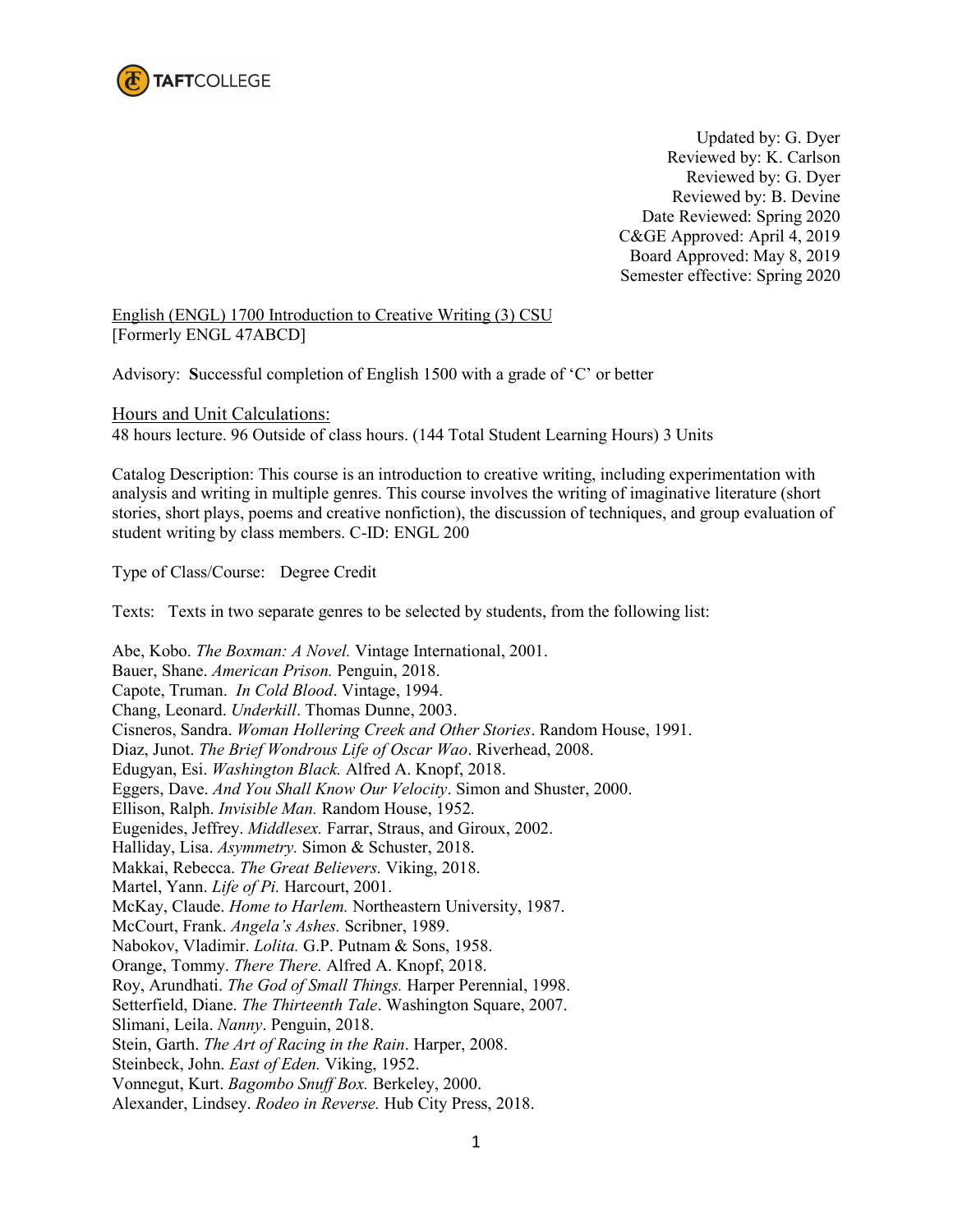**TAFTCOLLEGE**

Updated by: G. Dyer
Reviewed by: K. Carlson
Reviewed by: G. Dyer
Reviewed by: B. Devine
Date Reviewed: Spring 2020
C&GE Approved: April 4, 2019
Board Approved: May 8, 2019
Semester effective: Spring 2020

English (ENGL) 1700 Introduction to Creative Writing (3) CSU
[Formerly ENGL 47ABCD]

Advisory: **S**uccessful completion of English 1500 with a grade of 'C' or better

## Hours and Unit Calculations:

48 hours lecture. 96 Outside of class hours. (144 Total Student Learning Hours) 3 Units

Catalog Description: This course is an introduction to creative writing, including experimentation with analysis and writing in multiple genres. This course involves the writing of imaginative literature (short stories, short plays, poems and creative nonfiction), the discussion of techniques, and group evaluation of student writing by class members. C-ID: ENGL 200

Type of Class/Course: Degree Credit

Texts: Texts in two separate genres to be selected by students, from the following list:

Abe, Kobo. *The Boxman: A Novel.* Vintage International, 2001.
Bauer, Shane. *American Prison.* Penguin, 2018.
Capote, Truman. *In Cold Blood*. Vintage, 1994.
Chang, Leonard. *Underkill*. Thomas Dunne, 2003.
Cisneros, Sandra. *Woman Hollering Creek and Other Stories*. Random House, 1991.
Diaz, Junot. *The Brief Wondrous Life of Oscar Wao*. Riverhead, 2008.
Edugyan, Esi. *Washington Black.* Alfred A. Knopf, 2018.
Eggers, Dave. *And You Shall Know Our Velocity*. Simon and Shuster, 2000.
Ellison, Ralph. *Invisible Man.* Random House, 1952.
Eugenides, Jeffrey. *Middlesex.* Farrar, Straus, and Giroux, 2002.
Halliday, Lisa. *Asymmetry.* Simon & Schuster, 2018.
Makkai, Rebecca. *The Great Believers.* Viking, 2018.
Martel, Yann. *Life of Pi.* Harcourt, 2001.
McKay, Claude. *Home to Harlem.* Northeastern University, 1987.
McCourt, Frank. *Angela's Ashes.* Scribner, 1989.
Nabokov, Vladimir. *Lolita.* G.P. Putnam & Sons, 1958.
Orange, Tommy. *There There.* Alfred A. Knopf, 2018.
Roy, Arundhati. *The God of Small Things.* Harper Perennial, 1998.
Setterfield, Diane. *The Thirteenth Tale*. Washington Square, 2007.
Slimani, Leila. *Nanny*. Penguin, 2018.
Stein, Garth. *The Art of Racing in the Rain*. Harper, 2008.
Steinbeck, John. *East of Eden.* Viking, 1952.
Vonnegut, Kurt. *Bagombo Snuff Box.* Berkeley, 2000.
Alexander, Lindsey. *Rodeo in Reverse.* Hub City Press, 2018.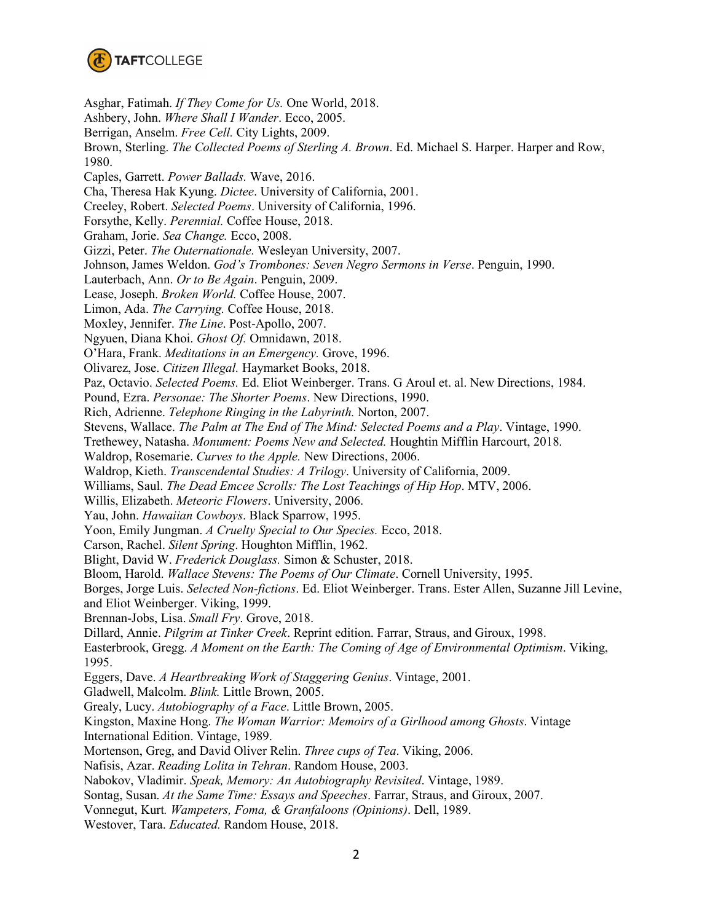Asghar, Fatimah. *If They Come for Us.* One World, 2018.
Ashbery, John. *Where Shall I Wander*. Ecco, 2005.
Berrigan, Anselm. *Free Cell.* City Lights, 2009.
Brown, Sterling. *The Collected Poems of Sterling A. Brown*. Ed. Michael S. Harper. Harper and Row, 1980.
Caples, Garrett. *Power Ballads.* Wave, 2016.
Cha, Theresa Hak Kyung. *Dictee*. University of California, 2001.
Creeley, Robert. *Selected Poems*. University of California, 1996.
Forsythe, Kelly. *Perennial.* Coffee House, 2018.
Graham, Jorie. *Sea Change.* Ecco, 2008.
Gizzi, Peter. *The Outernationale.* Wesleyan University, 2007.
Johnson, James Weldon. *God's Trombones: Seven Negro Sermons in Verse*. Penguin, 1990.
Lauterbach, Ann. *Or to Be Again*. Penguin, 2009.
Lease, Joseph. *Broken World.* Coffee House, 2007.
Limon, Ada. *The Carrying.* Coffee House, 2018.
Moxley, Jennifer. *The Line*. Post-Apollo, 2007.
Ngyuen, Diana Khoi. *Ghost Of.* Omnidawn, 2018.
O'Hara, Frank. *Meditations in an Emergency.* Grove, 1996.
Olivarez, Jose. *Citizen Illegal.* Haymarket Books, 2018.
Paz, Octavio. *Selected Poems.* Ed. Eliot Weinberger. Trans. G Aroul et. al. New Directions, 1984.
Pound, Ezra. *Personae: The Shorter Poems*. New Directions, 1990.
Rich, Adrienne. *Telephone Ringing in the Labyrinth.* Norton, 2007.
Stevens, Wallace. *The Palm at The End of The Mind: Selected Poems and a Play*. Vintage, 1990.
Trethewey, Natasha. *Monument: Poems New and Selected.* Houghtin Mifflin Harcourt, 2018.
Waldrop, Rosemarie. *Curves to the Apple.* New Directions, 2006.
Waldrop, Kieth. *Transcendental Studies: A Trilogy*. University of California, 2009.
Williams, Saul. *The Dead Emcee Scrolls: The Lost Teachings of Hip Hop*. MTV, 2006.
Willis, Elizabeth. *Meteoric Flowers*. University, 2006.
Yau, John. *Hawaiian Cowboys*. Black Sparrow, 1995.
Yoon, Emily Jungman. *A Cruelty Special to Our Species.* Ecco, 2018.
Carson, Rachel. *Silent Spring*. Houghton Mifflin, 1962.
Blight, David W. *Frederick Douglass.* Simon & Schuster, 2018.
Bloom, Harold. *Wallace Stevens: The Poems of Our Climate*. Cornell University, 1995.
Borges, Jorge Luis. *Selected Non-fictions*. Ed. Eliot Weinberger. Trans. Ester Allen, Suzanne Jill Levine, and Eliot Weinberger. Viking, 1999.
Brennan-Jobs, Lisa. *Small Fry*. Grove, 2018.
Dillard, Annie. *Pilgrim at Tinker Creek*. Reprint edition. Farrar, Straus, and Giroux, 1998.
Easterbrook, Gregg. *A Moment on the Earth: The Coming of Age of Environmental Optimism*. Viking, 1995.
Eggers, Dave. *A Heartbreaking Work of Staggering Genius*. Vintage, 2001.
Gladwell, Malcolm. *Blink.* Little Brown, 2005.
Grealy, Lucy. *Autobiography of a Face*. Little Brown, 2005.
Kingston, Maxine Hong. *The Woman Warrior: Memoirs of a Girlhood among Ghosts*. Vintage International Edition. Vintage, 1989.
Mortenson, Greg, and David Oliver Relin. *Three cups of Tea*. Viking, 2006.
Nafisis, Azar. *Reading Lolita in Tehran*. Random House, 2003.
Nabokov, Vladimir. *Speak, Memory: An Autobiography Revisited*. Vintage, 1989.
Sontag, Susan. *At the Same Time: Essays and Speeches*. Farrar, Straus, and Giroux, 2007.
Vonnegut, Kurt*. Wampeters, Foma, & Granfaloons (Opinions)*. Dell, 1989.
Westover, Tara. *Educated.* Random House, 2018.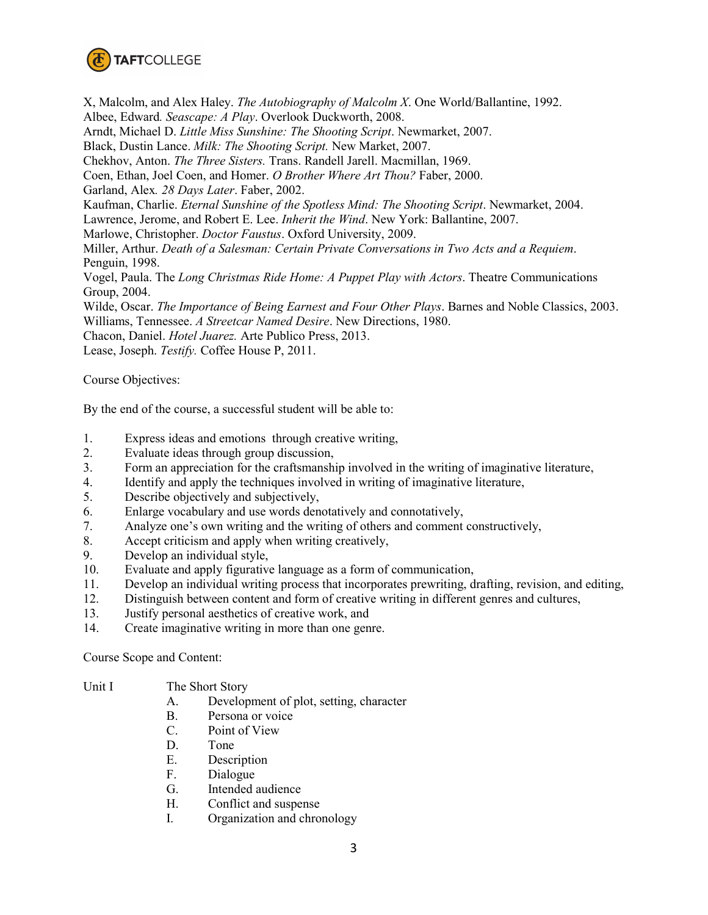X, Malcolm, and Alex Haley. *The Autobiography of Malcolm X*. One World/Ballantine, 1992.
Albee, Edward*.* *Seascape: A Play*. Overlook Duckworth, 2008.
Arndt, Michael D. *Little Miss Sunshine: The Shooting Script*. Newmarket, 2007.
Black, Dustin Lance. *Milk: The Shooting Script.* New Market, 2007.
Chekhov, Anton. *The Three Sisters.* Trans. Randell Jarell. Macmillan, 1969.
Coen, Ethan, Joel Coen, and Homer. *O Brother Where Art Thou?* Faber, 2000.
Garland, Alex*.* *28 Days Later*. Faber, 2002.
Kaufman, Charlie. *Eternal Sunshine of the Spotless Mind: The Shooting Script*. Newmarket, 2004.
Lawrence, Jerome, and Robert E. Lee. *Inherit the Wind*. New York: Ballantine, 2007.
Marlowe, Christopher. *Doctor Faustus*. Oxford University, 2009.
Miller, Arthur. *Death of a Salesman: Certain Private Conversations in Two Acts and a Requiem*. Penguin, 1998.
Vogel, Paula. The *Long Christmas Ride Home: A Puppet Play with Actors*. Theatre Communications Group, 2004.
Wilde, Oscar. *The Importance of Being Earnest and Four Other Plays*. Barnes and Noble Classics, 2003.
Williams, Tennessee. *A Streetcar Named Desire*. New Directions, 1980.
Chacon, Daniel. *Hotel Juarez.* Arte Publico Press, 2013.
Lease, Joseph. *Testify.* Coffee House P, 2011.

Course Objectives:

By the end of the course, a successful student will be able to:

1. Express ideas and emotions through creative writing,
2. Evaluate ideas through group discussion,
3. Form an appreciation for the craftsmanship involved in the writing of imaginative literature,
4. Identify and apply the techniques involved in writing of imaginative literature,
5. Describe objectively and subjectively,
6. Enlarge vocabulary and use words denotatively and connotatively,
7. Analyze one's own writing and the writing of others and comment constructively,
8. Accept criticism and apply when writing creatively,
9. Develop an individual style,
10. Evaluate and apply figurative language as a form of communication,
11. Develop an individual writing process that incorporates prewriting, drafting, revision, and editing,
12. Distinguish between content and form of creative writing in different genres and cultures,
13. Justify personal aesthetics of creative work, and
14. Create imaginative writing in more than one genre.

Course Scope and Content:

Unit I — The Short Story

- A. Development of plot, setting, character
- B. Persona or voice
- C. Point of View
- D. Tone
- E. Description
- F. Dialogue
- G. Intended audience
- H. Conflict and suspense
- I. Organization and chronology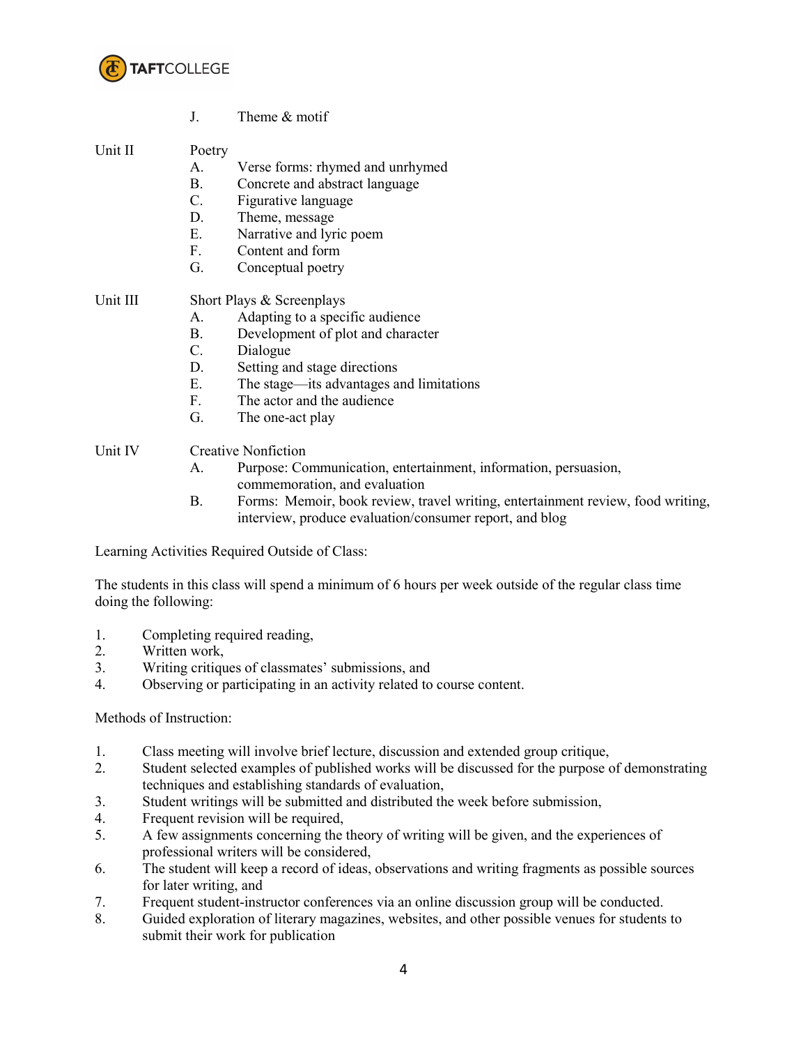J. Theme & motif

Unit II Poetry

A. Verse forms: rhymed and unrhymed
B. Concrete and abstract language
C. Figurative language
D. Theme, message
E. Narrative and lyric poem
F. Content and form
G. Conceptual poetry

Unit III Short Plays & Screenplays

A. Adapting to a specific audience
B. Development of plot and character
C. Dialogue
D. Setting and stage directions
E. The stage—its advantages and limitations
F. The actor and the audience
G. The one-act play

Unit IV Creative Nonfiction

A. Purpose: Communication, entertainment, information, persuasion, commemoration, and evaluation
B. Forms: Memoir, book review, travel writing, entertainment review, food writing, interview, produce evaluation/consumer report, and blog

Learning Activities Required Outside of Class:

The students in this class will spend a minimum of 6 hours per week outside of the regular class time doing the following:

1. Completing required reading,
2. Written work,
3. Writing critiques of classmates' submissions, and
4. Observing or participating in an activity related to course content.

Methods of Instruction:

1. Class meeting will involve brief lecture, discussion and extended group critique,
2. Student selected examples of published works will be discussed for the purpose of demonstrating techniques and establishing standards of evaluation,
3. Student writings will be submitted and distributed the week before submission,
4. Frequent revision will be required,
5. A few assignments concerning the theory of writing will be given, and the experiences of professional writers will be considered,
6. The student will keep a record of ideas, observations and writing fragments as possible sources for later writing, and
7. Frequent student-instructor conferences via an online discussion group will be conducted.
8. Guided exploration of literary magazines, websites, and other possible venues for students to submit their work for publication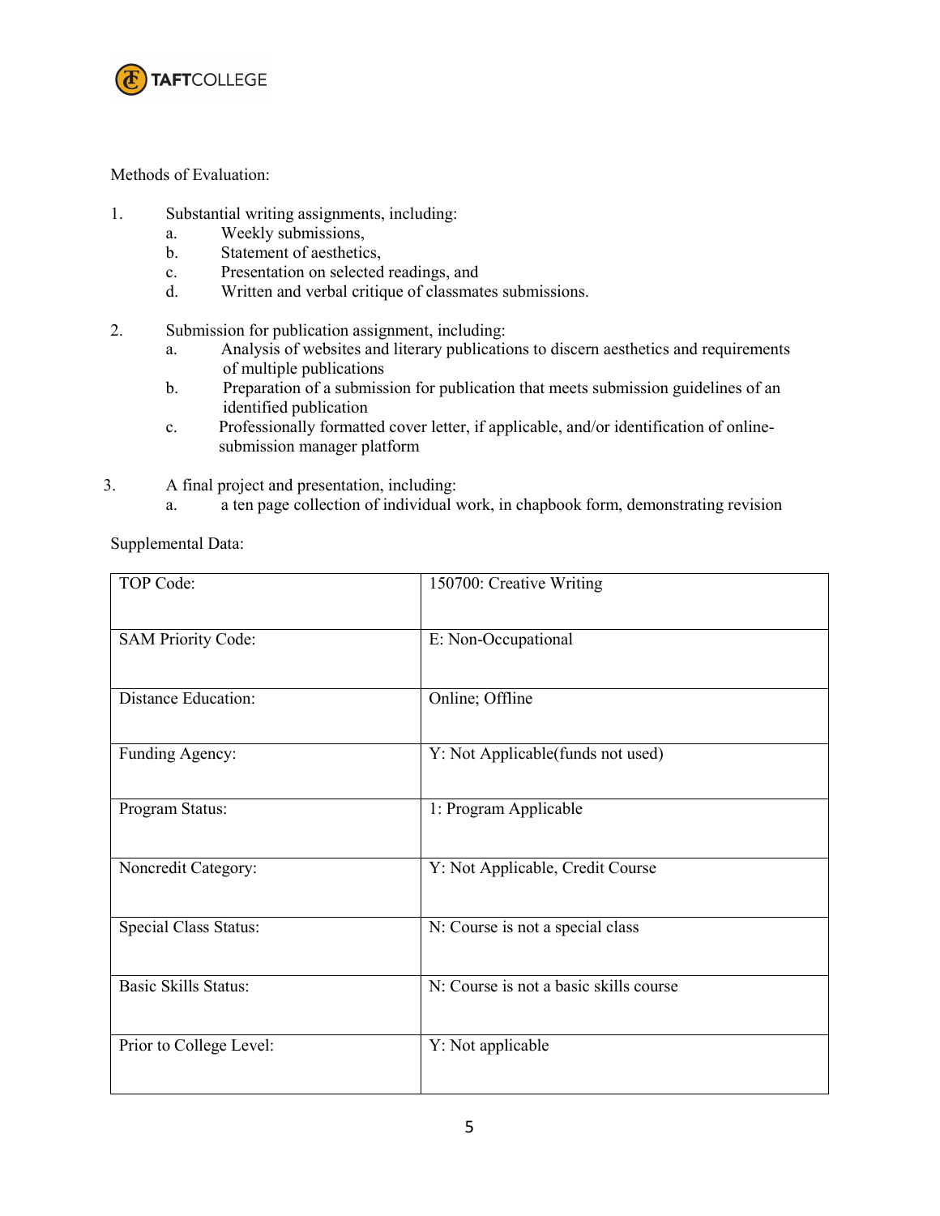Methods of Evaluation:

1. Substantial writing assignments, including:
    a. Weekly submissions,
    b. Statement of aesthetics,
    c. Presentation on selected readings, and
    d. Written and verbal critique of classmates submissions.

2. Submission for publication assignment, including:
    a. Analysis of websites and literary publications to discern aesthetics and requirements of multiple publications
    b. Preparation of a submission for publication that meets submission guidelines of an identified publication
    c. Professionally formatted cover letter, if applicable, and/or identification of online-submission manager platform

3. A final project and presentation, including:
    a. a ten page collection of individual work, in chapbook form, demonstrating revision

Supplemental Data:

| | |
|---|---|
| TOP Code: | 150700: Creative Writing |
| SAM Priority Code: | E: Non-Occupational |
| Distance Education: | Online; Offline |
| Funding Agency: | Y: Not Applicable(funds not used) |
| Program Status: | 1: Program Applicable |
| Noncredit Category: | Y: Not Applicable, Credit Course |
| Special Class Status: | N: Course is not a special class |
| Basic Skills Status: | N: Course is not a basic skills course |
| Prior to College Level: | Y: Not applicable |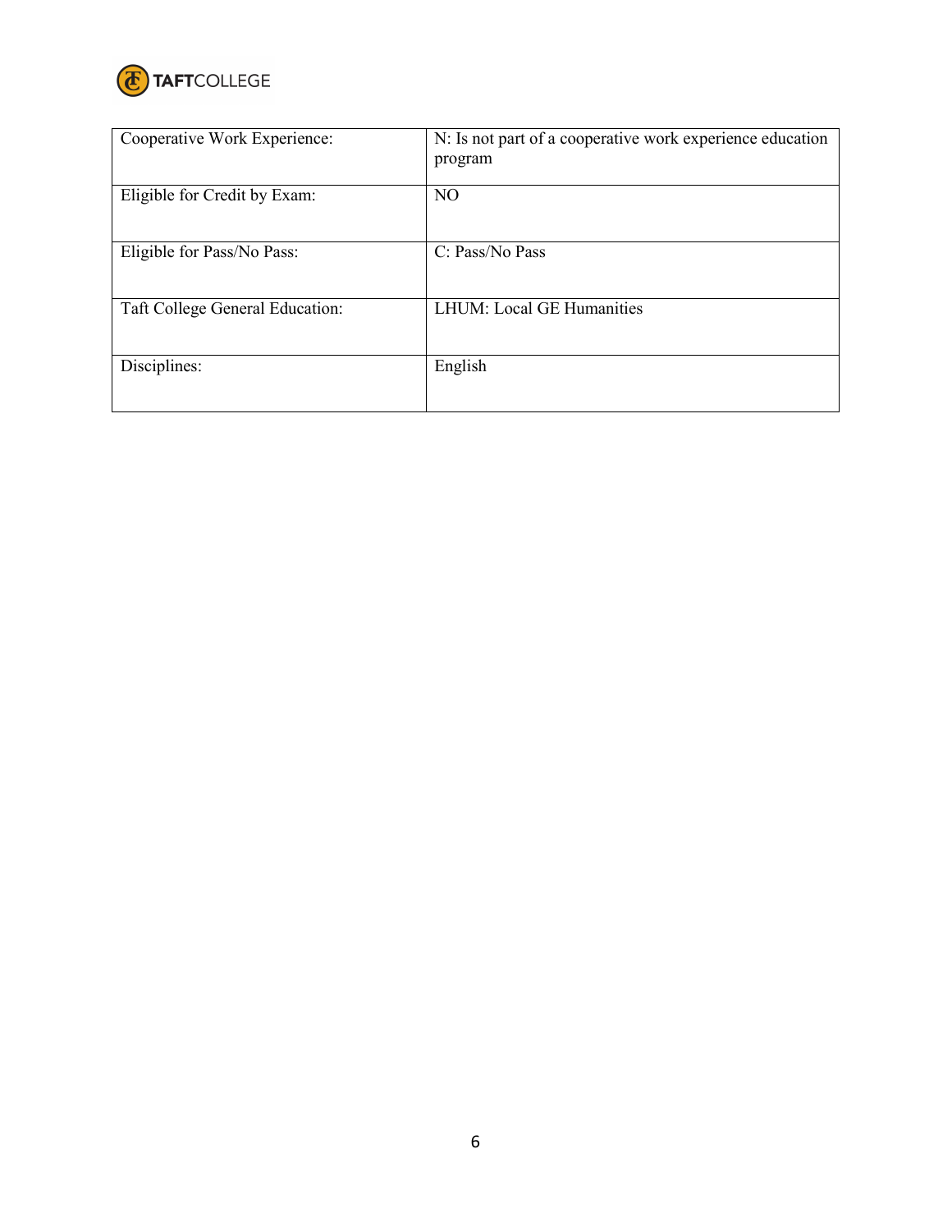| | |
|---|---|
| Cooperative Work Experience: | N: Is not part of a cooperative work experience education program |
| Eligible for Credit by Exam: | NO |
| Eligible for Pass/No Pass: | C: Pass/No Pass |
| Taft College General Education: | LHUM: Local GE Humanities |
| Disciplines: | English |